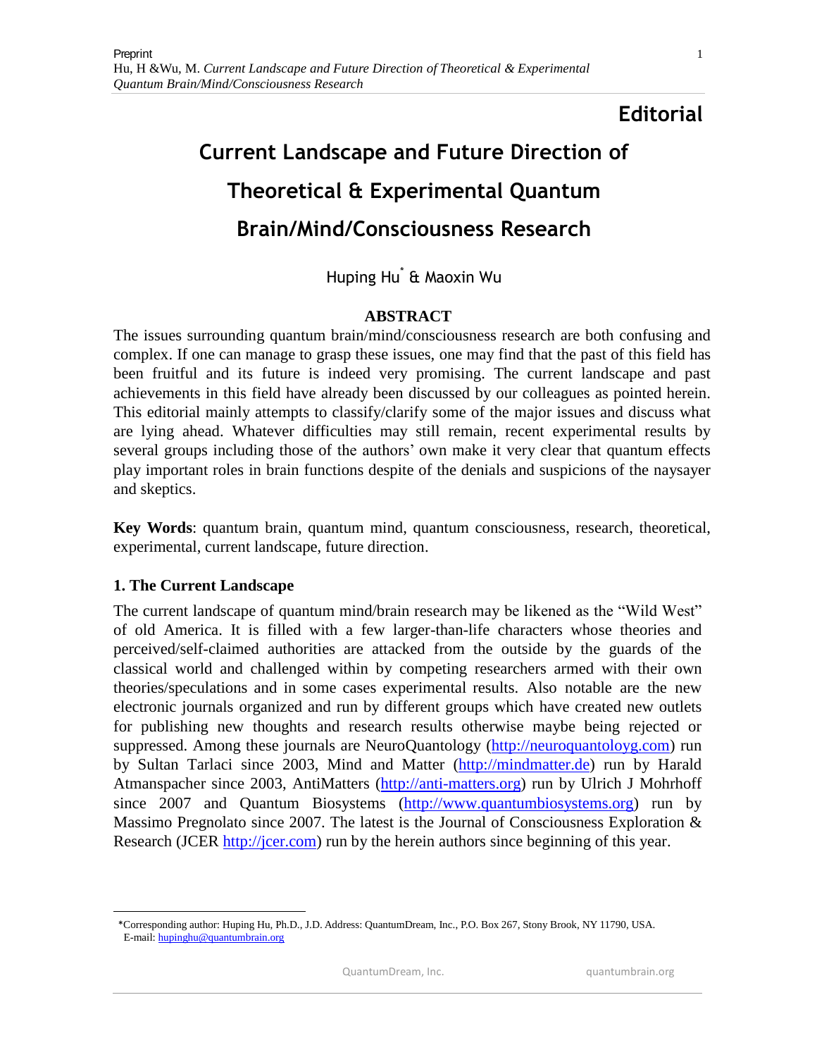**Editorial**

# Current Landscape and Future Direction of Theoretical & Experimental Quantum Brain/Mind/Consciousness Research

Huping Hu[*] & Maoxin Wu

## ABSTRACT

The issues surrounding quantum brain/mind/consciousness research are both confusing and complex. If one can manage to grasp these issues, one may find that the past of this field has been fruitful and its future is indeed very promising. The current landscape and past achievements in this field have already been discussed by our colleagues as pointed herein. This editorial mainly attempts to classify/clarify some of the major issues and discuss what are lying ahead. Whatever difficulties may still remain, recent experimental results by several groups including those of the authors' own make it very clear that quantum effects play important roles in brain functions despite of the denials and suspicions of the naysayer and skeptics.

**Key Words**: quantum brain, quantum mind, quantum consciousness, research, theoretical, experimental, current landscape, future direction.

## 1. The Current Landscape

The current landscape of quantum mind/brain research may be likened as the "Wild West" of old America. It is filled with a few larger-than-life characters whose theories and perceived/self-claimed authorities are attacked from the outside by the guards of the classical world and challenged within by competing researchers armed with their own theories/speculations and in some cases experimental results. Also notable are the new electronic journals organized and run by different groups which have created new outlets for publishing new thoughts and research results otherwise maybe being rejected or suppressed. Among these journals are NeuroQuantology (http://neuroquantoloyg.com) run by Sultan Tarlaci since 2003, Mind and Matter (http://mindmatter.de) run by Harald Atmanspacher since 2003, AntiMatters (http://anti-matters.org) run by Ulrich J Mohrhoff since 2007 and Quantum Biosystems (http://www.quantumbiosystems.org) run by Massimo Pregnolato since 2007. The latest is the Journal of Consciousness Exploration & Research (JCER http://jcer.com) run by the herein authors since beginning of this year.

*Corresponding author: Huping Hu, Ph.D., J.D. Address: QuantumDream, Inc., P.O. Box 267, Stony Brook, NY 11790, USA. E-mail: hupinghu@quantumbrain.org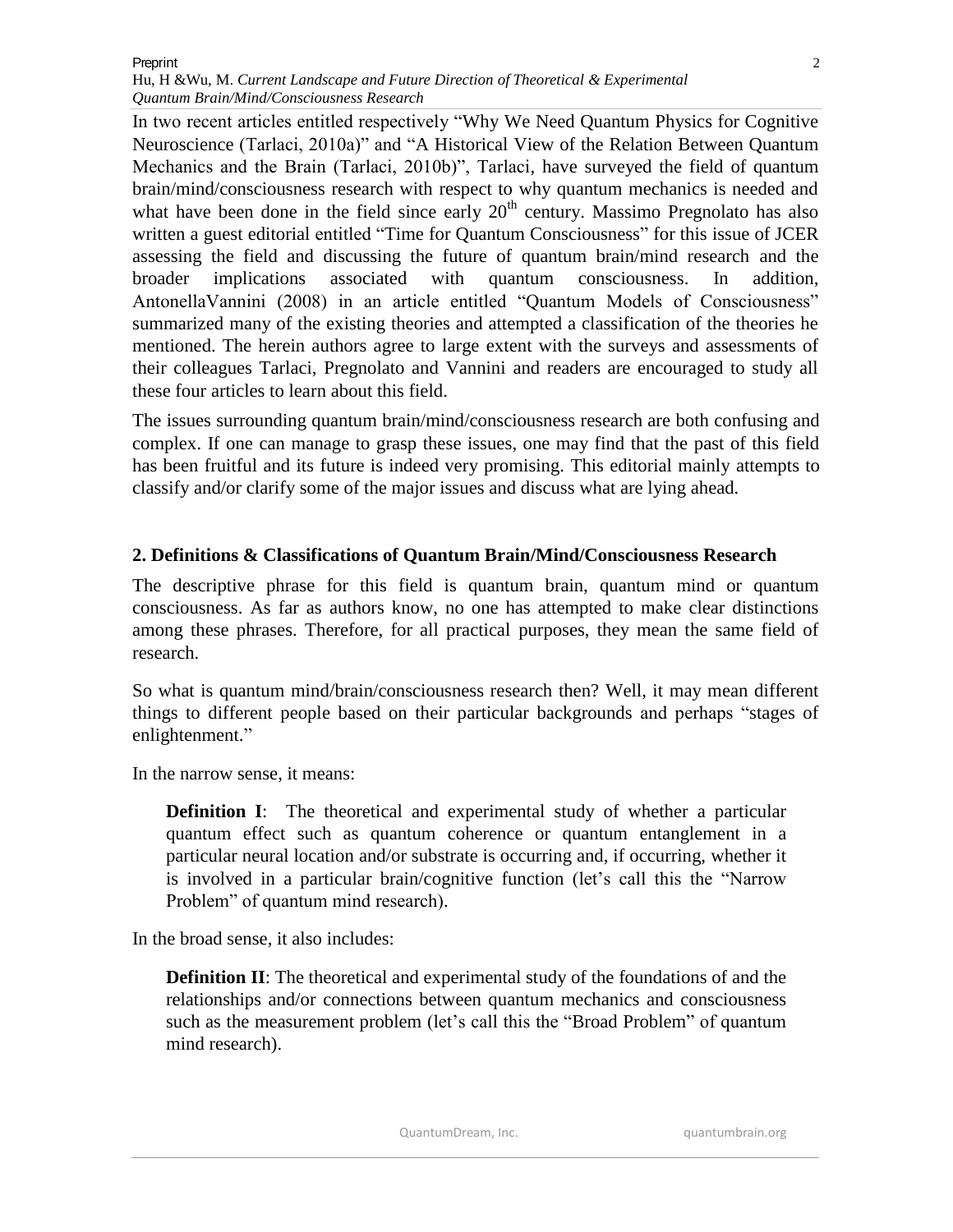In two recent articles entitled respectively "Why We Need Quantum Physics for Cognitive Neuroscience (Tarlaci, 2010a)" and "A Historical View of the Relation Between Quantum Mechanics and the Brain (Tarlaci, 2010b)", Tarlaci, have surveyed the field of quantum brain/mind/consciousness research with respect to why quantum mechanics is needed and what have been done in the field since early 20$^{th}$ century. Massimo Pregnolato has also written a guest editorial entitled "Time for Quantum Consciousness" for this issue of JCER assessing the field and discussing the future of quantum brain/mind research and the broader implications associated with quantum consciousness. In addition, AntonellaVannini (2008) in an article entitled "Quantum Models of Consciousness" summarized many of the existing theories and attempted a classification of the theories he mentioned. The herein authors agree to large extent with the surveys and assessments of their colleagues Tarlaci, Pregnolato and Vannini and readers are encouraged to study all these four articles to learn about this field.

The issues surrounding quantum brain/mind/consciousness research are both confusing and complex. If one can manage to grasp these issues, one may find that the past of this field has been fruitful and its future is indeed very promising. This editorial mainly attempts to classify and/or clarify some of the major issues and discuss what are lying ahead.

## 2. Definitions & Classifications of Quantum Brain/Mind/Consciousness Research

The descriptive phrase for this field is quantum brain, quantum mind or quantum consciousness. As far as authors know, no one has attempted to make clear distinctions among these phrases. Therefore, for all practical purposes, they mean the same field of research.

So what is quantum mind/brain/consciousness research then? Well, it may mean different things to different people based on their particular backgrounds and perhaps "stages of enlightenment."

In the narrow sense, it means:

> **Definition I**: The theoretical and experimental study of whether a particular quantum effect such as quantum coherence or quantum entanglement in a particular neural location and/or substrate is occurring and, if occurring, whether it is involved in a particular brain/cognitive function (let's call this the "Narrow Problem" of quantum mind research).

In the broad sense, it also includes:

> **Definition II**: The theoretical and experimental study of the foundations of and the relationships and/or connections between quantum mechanics and consciousness such as the measurement problem (let's call this the "Broad Problem" of quantum mind research).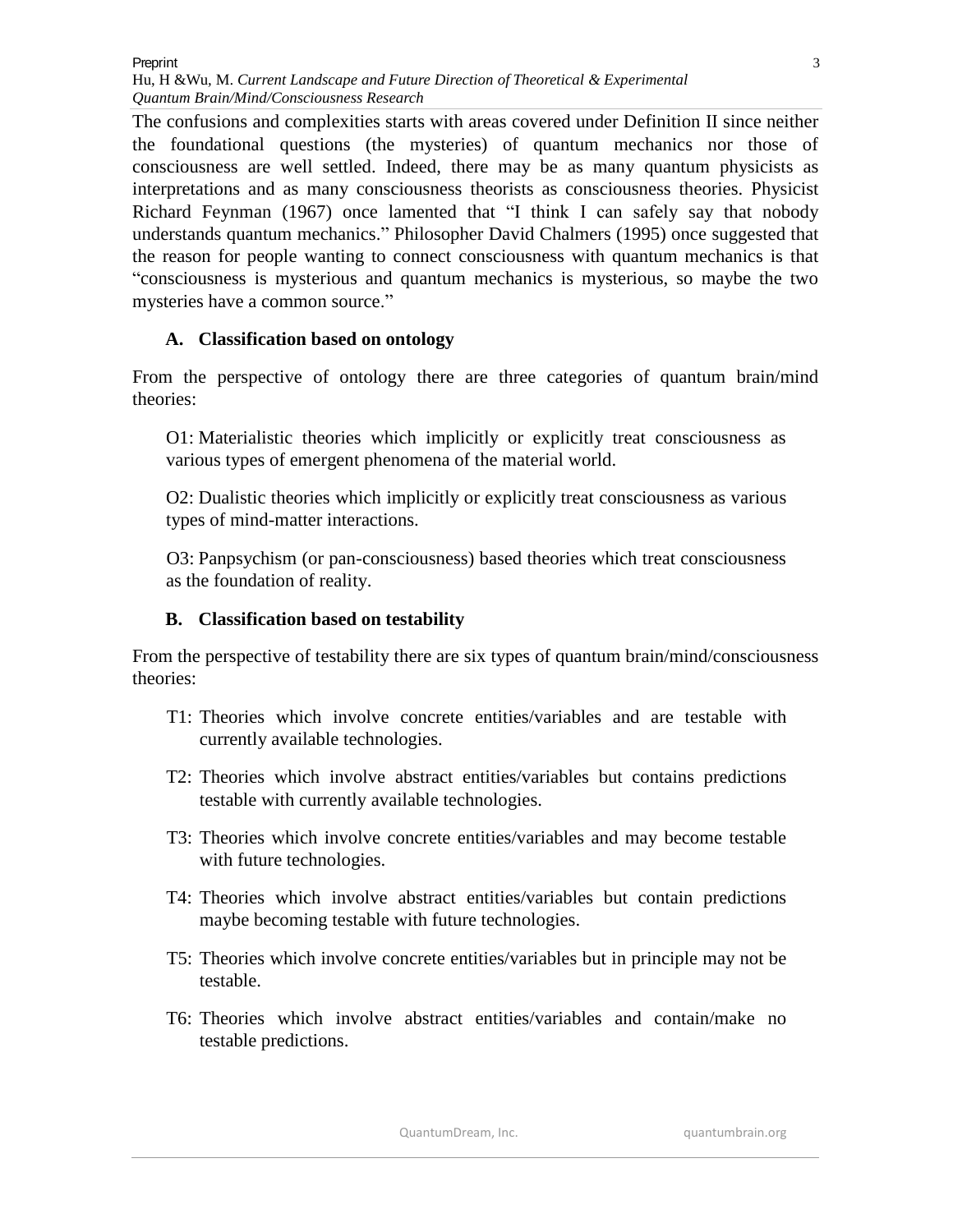The confusions and complexities starts with areas covered under Definition II since neither the foundational questions (the mysteries) of quantum mechanics nor those of consciousness are well settled. Indeed, there may be as many quantum physicists as interpretations and as many consciousness theorists as consciousness theories. Physicist Richard Feynman (1967) once lamented that "I think I can safely say that nobody understands quantum mechanics." Philosopher David Chalmers (1995) once suggested that the reason for people wanting to connect consciousness with quantum mechanics is that "consciousness is mysterious and quantum mechanics is mysterious, so maybe the two mysteries have a common source."

### A. Classification based on ontology

From the perspective of ontology there are three categories of quantum brain/mind theories:

O1: Materialistic theories which implicitly or explicitly treat consciousness as various types of emergent phenomena of the material world.

O2: Dualistic theories which implicitly or explicitly treat consciousness as various types of mind-matter interactions.

O3: Panpsychism (or pan-consciousness) based theories which treat consciousness as the foundation of reality.

### B. Classification based on testability

From the perspective of testability there are six types of quantum brain/mind/consciousness theories:

T1: Theories which involve concrete entities/variables and are testable with currently available technologies.

T2: Theories which involve abstract entities/variables but contains predictions testable with currently available technologies.

T3: Theories which involve concrete entities/variables and may become testable with future technologies.

T4: Theories which involve abstract entities/variables but contain predictions maybe becoming testable with future technologies.

T5: Theories which involve concrete entities/variables but in principle may not be testable.

T6: Theories which involve abstract entities/variables and contain/make no testable predictions.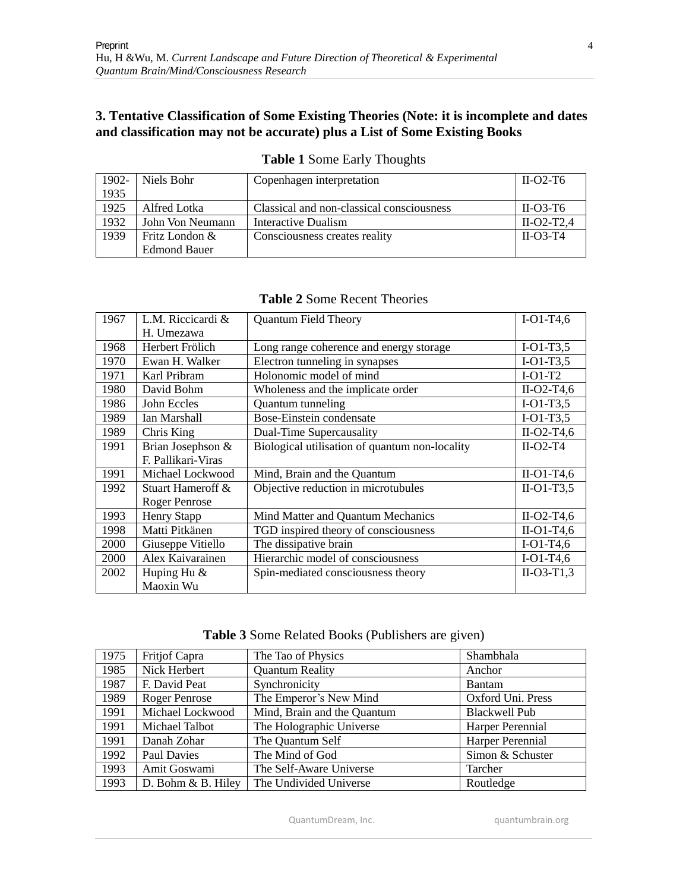## 3. Tentative Classification of Some Existing Theories (Note: it is incomplete and dates and classification may not be accurate) plus a List of Some Existing Books

**Table 1** Some Early Thoughts

| | | | |
|---|---|---|---|
| 1902-1935 | Niels Bohr | Copenhagen interpretation | II-O2-T6 |
| 1925 | Alfred Lotka | Classical and non-classical consciousness | II-O3-T6 |
| 1932 | John Von Neumann | Interactive Dualism | II-O2-T2,4 |
| 1939 | Fritz London & Edmond Bauer | Consciousness creates reality | II-O3-T4 |

**Table 2** Some Recent Theories

| | | | |
|---|---|---|---|
| 1967 | L.M. Riccicardi & H. Umezawa | Quantum Field Theory | I-O1-T4,6 |
| 1968 | Herbert Frölich | Long range coherence and energy storage | I-O1-T3,5 |
| 1970 | Ewan H. Walker | Electron tunneling in synapses | I-O1-T3,5 |
| 1971 | Karl Pribram | Holonomic model of mind | I-O1-T2 |
| 1980 | David Bohm | Wholeness and the implicate order | II-O2-T4,6 |
| 1986 | John Eccles | Quantum tunneling | I-O1-T3,5 |
| 1989 | Ian Marshall | Bose-Einstein condensate | I-O1-T3,5 |
| 1989 | Chris King | Dual-Time Supercausality | II-O2-T4,6 |
| 1991 | Brian Josephson & F. Pallikari-Viras | Biological utilisation of quantum non-locality | II-O2-T4 |
| 1991 | Michael Lockwood | Mind, Brain and the Quantum | II-O1-T4,6 |
| 1992 | Stuart Hameroff & Roger Penrose | Objective reduction in microtubules | II-O1-T3,5 |
| 1993 | Henry Stapp | Mind Matter and Quantum Mechanics | II-O2-T4,6 |
| 1998 | Matti Pitkänen | TGD inspired theory of consciousness | II-O1-T4,6 |
| 2000 | Giuseppe Vitiello | The dissipative brain | I-O1-T4,6 |
| 2000 | Alex Kaivarainen | Hierarchic model of consciousness | I-O1-T4,6 |
| 2002 | Huping Hu & Maoxin Wu | Spin-mediated consciousness theory | II-O3-T1,3 |

**Table 3** Some Related Books (Publishers are given)

| | | | |
|---|---|---|---|
| 1975 | Fritjof Capra | The Tao of Physics | Shambhala |
| 1985 | Nick Herbert | Quantum Reality | Anchor |
| 1987 | F. David Peat | Synchronicity | Bantam |
| 1989 | Roger Penrose | The Emperor's New Mind | Oxford Uni. Press |
| 1991 | Michael Lockwood | Mind, Brain and the Quantum | Blackwell Pub |
| 1991 | Michael Talbot | The Holographic Universe | Harper Perennial |
| 1991 | Danah Zohar | The Quantum Self | Harper Perennial |
| 1992 | Paul Davies | The Mind of God | Simon & Schuster |
| 1993 | Amit Goswami | The Self-Aware Universe | Tarcher |
| 1993 | D. Bohm & B. Hiley | The Undivided Universe | Routledge |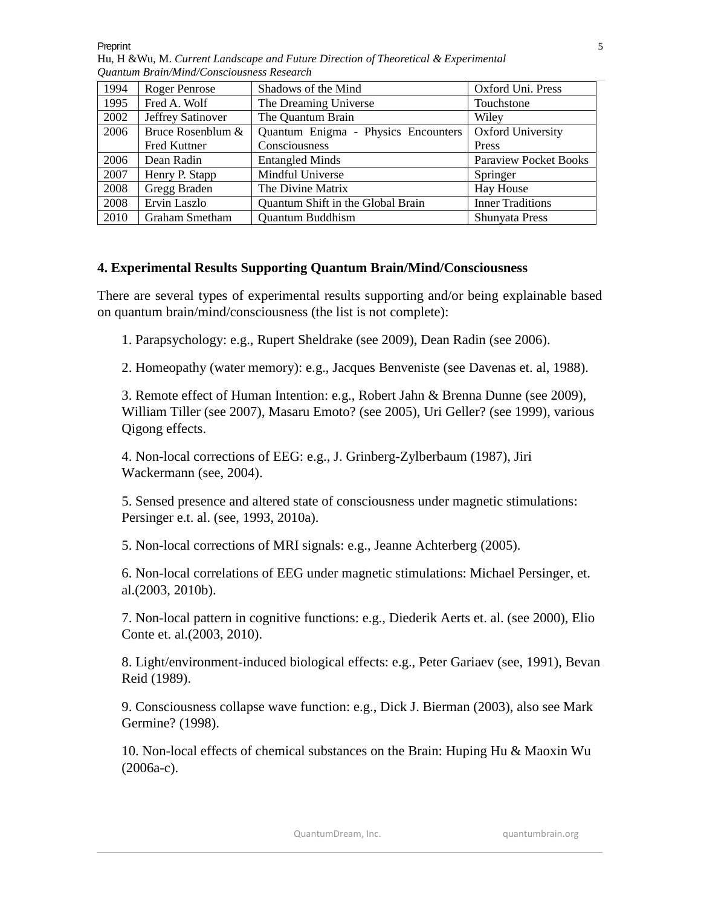| 1994 | Roger Penrose | Shadows of the Mind | Oxford Uni. Press |
|---|---|---|---|
| 1995 | Fred A. Wolf | The Dreaming Universe | Touchstone |
| 2002 | Jeffrey Satinover | The Quantum Brain | Wiley |
| 2006 | Bruce Rosenblum & Fred Kuttner | Quantum Enigma - Physics Encounters Consciousness | Oxford University Press |
| 2006 | Dean Radin | Entangled Minds | Paraview Pocket Books |
| 2007 | Henry P. Stapp | Mindful Universe | Springer |
| 2008 | Gregg Braden | The Divine Matrix | Hay House |
| 2008 | Ervin Laszlo | Quantum Shift in the Global Brain | Inner Traditions |
| 2010 | Graham Smetham | Quantum Buddhism | Shunyata Press |

**4. Experimental Results Supporting Quantum Brain/Mind/Consciousness**

There are several types of experimental results supporting and/or being explainable based on quantum brain/mind/consciousness (the list is not complete):

1. Parapsychology: e.g., Rupert Sheldrake (see 2009), Dean Radin (see 2006).

2. Homeopathy (water memory): e.g., Jacques Benveniste (see Davenas et. al, 1988).

3. Remote effect of Human Intention: e.g., Robert Jahn & Brenna Dunne (see 2009), William Tiller (see 2007), Masaru Emoto? (see 2005), Uri Geller? (see 1999), various Qigong effects.

4. Non-local corrections of EEG: e.g., J. Grinberg-Zylberbaum (1987), Jiri Wackermann (see, 2004).

5. Sensed presence and altered state of consciousness under magnetic stimulations: Persinger e.t. al. (see, 1993, 2010a).

5. Non-local corrections of MRI signals: e.g., Jeanne Achterberg (2005).

6. Non-local correlations of EEG under magnetic stimulations: Michael Persinger, et. al.(2003, 2010b).

7. Non-local pattern in cognitive functions: e.g., Diederik Aerts et. al. (see 2000), Elio Conte et. al.(2003, 2010).

8. Light/environment-induced biological effects: e.g., Peter Gariaev (see, 1991), Bevan Reid (1989).

9. Consciousness collapse wave function: e.g., Dick J. Bierman (2003), also see Mark Germine? (1998).

10. Non-local effects of chemical substances on the Brain: Huping Hu & Maoxin Wu (2006a-c).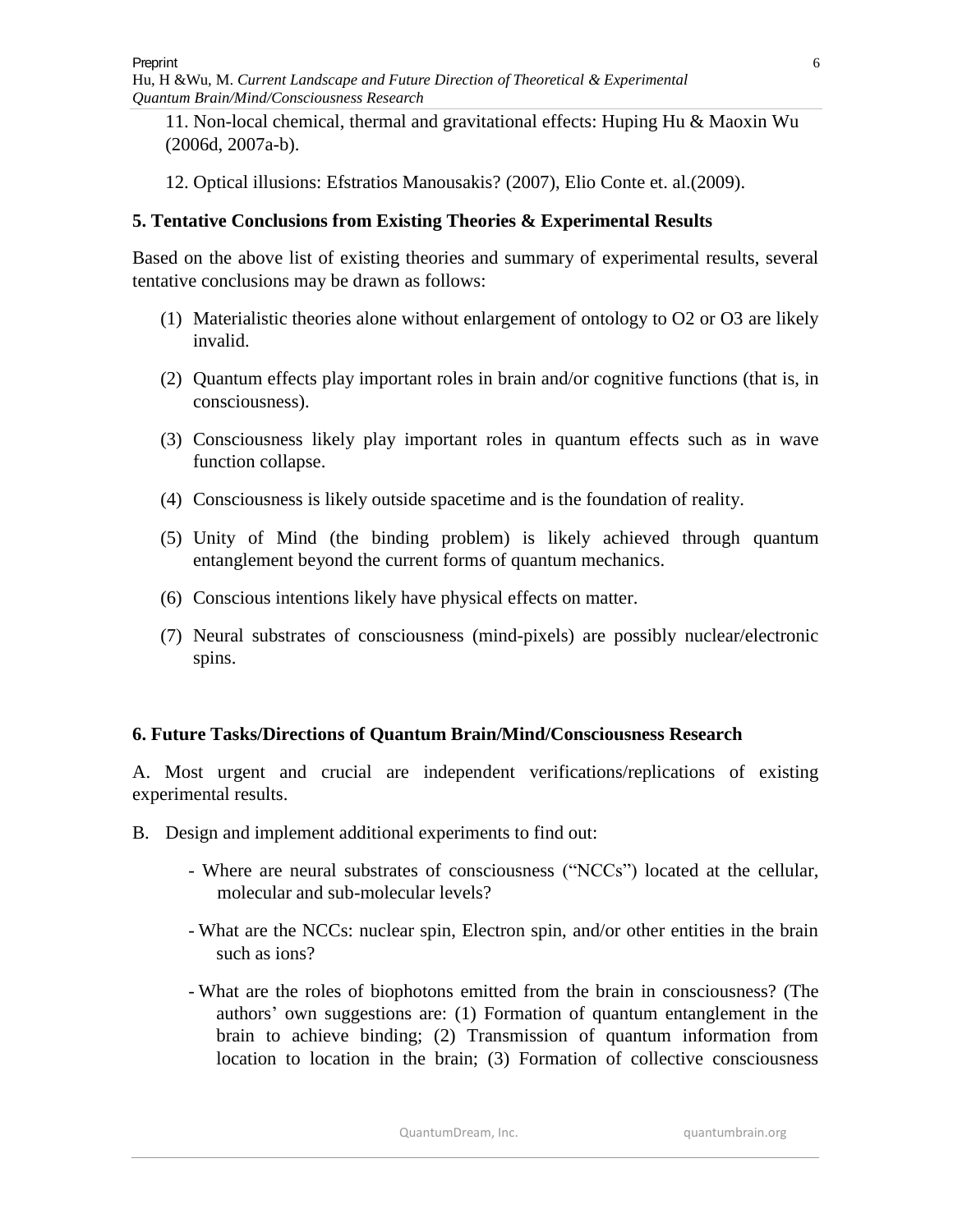11. Non-local chemical, thermal and gravitational effects: Huping Hu & Maoxin Wu (2006d, 2007a-b).

12. Optical illusions: Efstratios Manousakis? (2007), Elio Conte et. al.(2009).

## 5. Tentative Conclusions from Existing Theories & Experimental Results

Based on the above list of existing theories and summary of experimental results, several tentative conclusions may be drawn as follows:

(1) Materialistic theories alone without enlargement of ontology to O2 or O3 are likely invalid.

(2) Quantum effects play important roles in brain and/or cognitive functions (that is, in consciousness).

(3) Consciousness likely play important roles in quantum effects such as in wave function collapse.

(4) Consciousness is likely outside spacetime and is the foundation of reality.

(5) Unity of Mind (the binding problem) is likely achieved through quantum entanglement beyond the current forms of quantum mechanics.

(6) Conscious intentions likely have physical effects on matter.

(7) Neural substrates of consciousness (mind-pixels) are possibly nuclear/electronic spins.

## 6. Future Tasks/Directions of Quantum Brain/Mind/Consciousness Research

A. Most urgent and crucial are independent verifications/replications of existing experimental results.

B. Design and implement additional experiments to find out:

- Where are neural substrates of consciousness ("NCCs") located at the cellular, molecular and sub-molecular levels?
- What are the NCCs: nuclear spin, Electron spin, and/or other entities in the brain such as ions?
- What are the roles of biophotons emitted from the brain in consciousness? (The authors' own suggestions are: (1) Formation of quantum entanglement in the brain to achieve binding; (2) Transmission of quantum information from location to location in the brain; (3) Formation of collective consciousness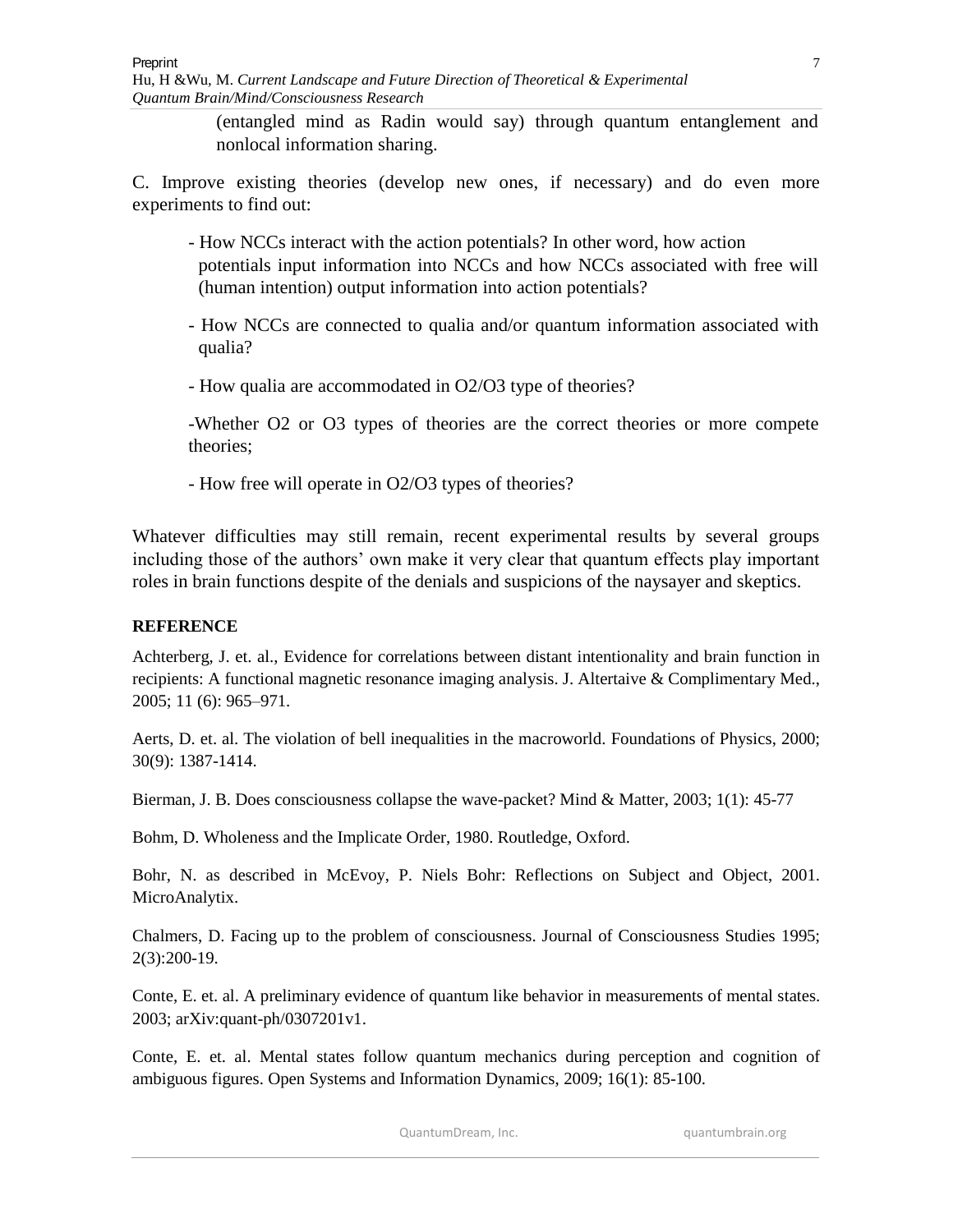(entangled mind as Radin would say) through quantum entanglement and nonlocal information sharing.

C. Improve existing theories (develop new ones, if necessary) and do even more experiments to find out:

- How NCCs interact with the action potentials? In other word, how action potentials input information into NCCs and how NCCs associated with free will (human intention) output information into action potentials?

- How NCCs are connected to qualia and/or quantum information associated with qualia?

- How qualia are accommodated in O2/O3 type of theories?

-Whether O2 or O3 types of theories are the correct theories or more compete theories;

- How free will operate in O2/O3 types of theories?

Whatever difficulties may still remain, recent experimental results by several groups including those of the authors' own make it very clear that quantum effects play important roles in brain functions despite of the denials and suspicions of the naysayer and skeptics.

**REFERENCE**

Achterberg, J. et. al., Evidence for correlations between distant intentionality and brain function in recipients: A functional magnetic resonance imaging analysis. J. Altertaive & Complimentary Med., 2005; 11 (6): 965–971.

Aerts, D. et. al. The violation of bell inequalities in the macroworld. Foundations of Physics, 2000; 30(9): 1387-1414.

Bierman, J. B. Does consciousness collapse the wave-packet? Mind & Matter, 2003; 1(1): 45-77

Bohm, D. Wholeness and the Implicate Order, 1980. Routledge, Oxford.

Bohr, N. as described in McEvoy, P. Niels Bohr: Reflections on Subject and Object, 2001. MicroAnalytix.

Chalmers, D. Facing up to the problem of consciousness. Journal of Consciousness Studies 1995; 2(3):200-19.

Conte, E. et. al. A preliminary evidence of quantum like behavior in measurements of mental states. 2003; arXiv:quant-ph/0307201v1.

Conte, E. et. al. Mental states follow quantum mechanics during perception and cognition of ambiguous figures. Open Systems and Information Dynamics, 2009; 16(1): 85-100.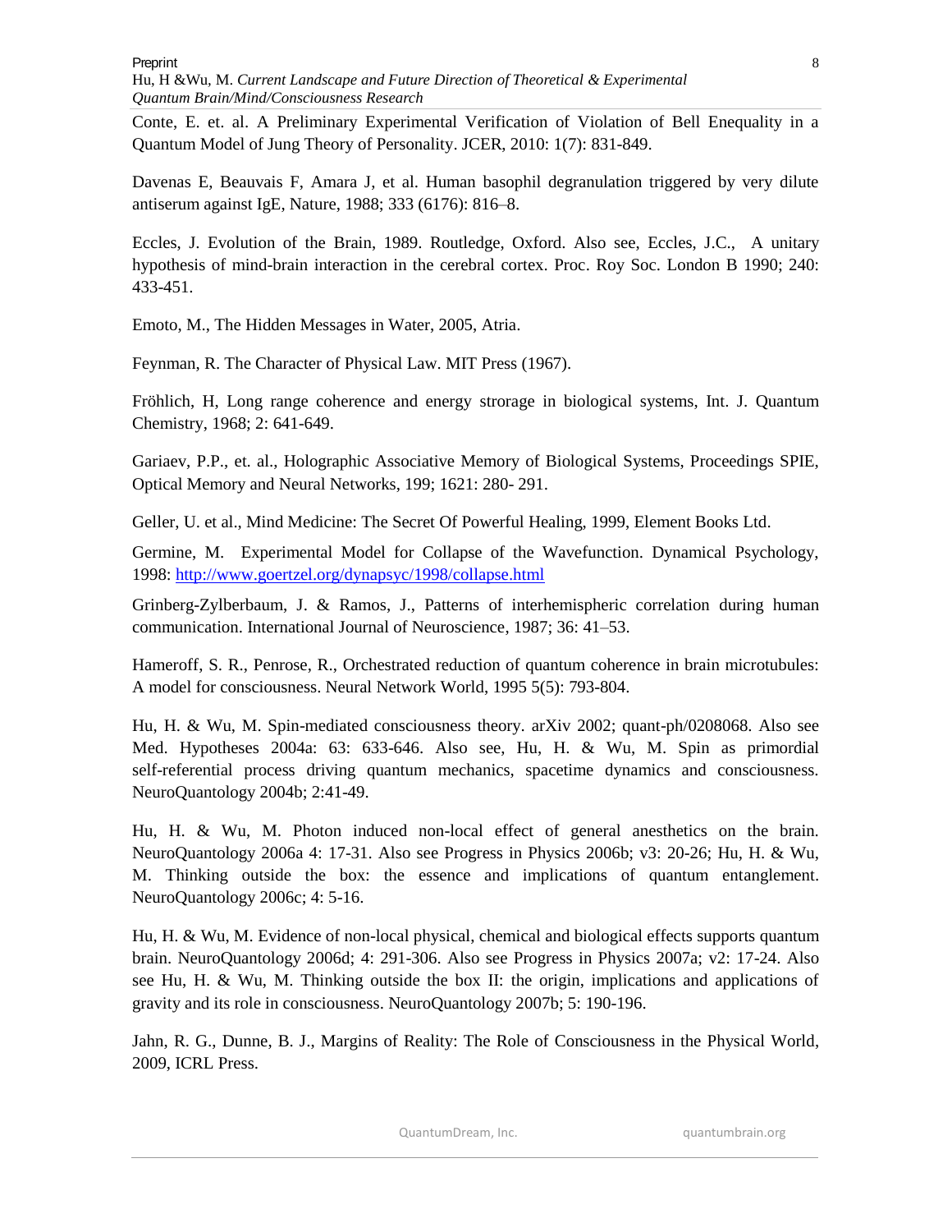Conte, E. et. al. A Preliminary Experimental Verification of Violation of Bell Enequality in a Quantum Model of Jung Theory of Personality. JCER, 2010: 1(7): 831-849.

Davenas E, Beauvais F, Amara J, et al. Human basophil degranulation triggered by very dilute antiserum against IgE, Nature, 1988; 333 (6176): 816–8.

Eccles, J. Evolution of the Brain, 1989. Routledge, Oxford. Also see, Eccles, J.C., A unitary hypothesis of mind-brain interaction in the cerebral cortex. Proc. Roy Soc. London B 1990; 240: 433-451.

Emoto, M., The Hidden Messages in Water, 2005, Atria.

Feynman, R. The Character of Physical Law. MIT Press (1967).

Fröhlich, H, Long range coherence and energy strorage in biological systems, Int. J. Quantum Chemistry, 1968; 2: 641-649.

Gariaev, P.P., et. al., Holographic Associative Memory of Biological Systems, Proceedings SPIE, Optical Memory and Neural Networks, 199; 1621: 280- 291.

Geller, U. et al., Mind Medicine: The Secret Of Powerful Healing, 1999, Element Books Ltd.

Germine, M. Experimental Model for Collapse of the Wavefunction. Dynamical Psychology, 1998: http://www.goertzel.org/dynapsyc/1998/collapse.html

Grinberg-Zylberbaum, J. & Ramos, J., Patterns of interhemispheric correlation during human communication. International Journal of Neuroscience, 1987; 36: 41–53.

Hameroff, S. R., Penrose, R., Orchestrated reduction of quantum coherence in brain microtubules: A model for consciousness. Neural Network World, 1995 5(5): 793-804.

Hu, H. & Wu, M. Spin-mediated consciousness theory. arXiv 2002; quant-ph/0208068. Also see Med. Hypotheses 2004a: 63: 633-646. Also see, Hu, H. & Wu, M. Spin as primordial self-referential process driving quantum mechanics, spacetime dynamics and consciousness. NeuroQuantology 2004b; 2:41-49.

Hu, H. & Wu, M. Photon induced non-local effect of general anesthetics on the brain. NeuroQuantology 2006a 4: 17-31. Also see Progress in Physics 2006b; v3: 20-26; Hu, H. & Wu, M. Thinking outside the box: the essence and implications of quantum entanglement. NeuroQuantology 2006c; 4: 5-16.

Hu, H. & Wu, M. Evidence of non-local physical, chemical and biological effects supports quantum brain. NeuroQuantology 2006d; 4: 291-306. Also see Progress in Physics 2007a; v2: 17-24. Also see Hu, H. & Wu, M. Thinking outside the box II: the origin, implications and applications of gravity and its role in consciousness. NeuroQuantology 2007b; 5: 190-196.

Jahn, R. G., Dunne, B. J., Margins of Reality: The Role of Consciousness in the Physical World, 2009, ICRL Press.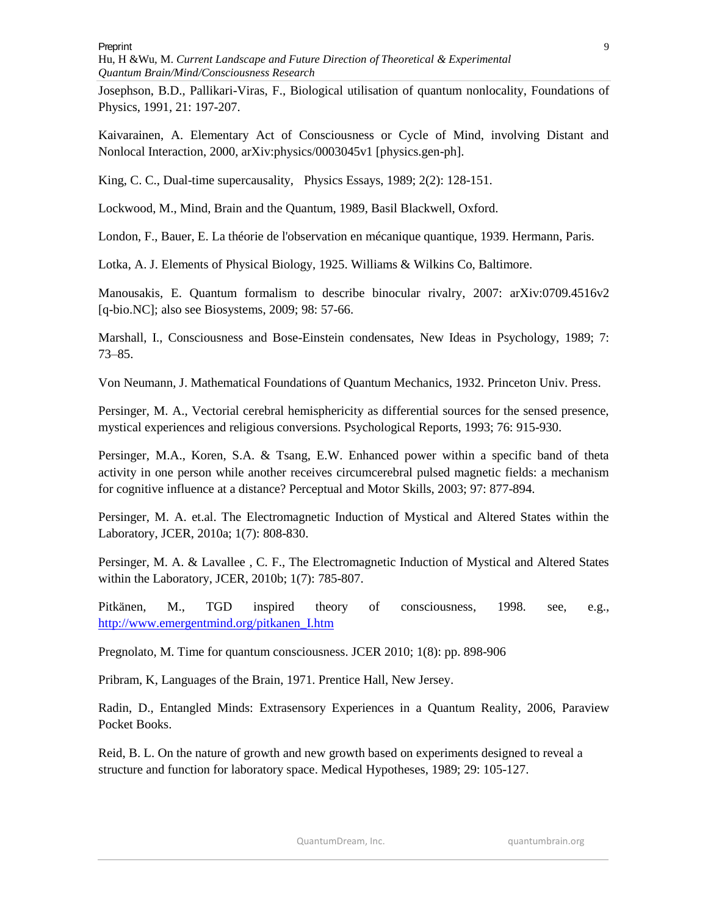Josephson, B.D., Pallikari-Viras, F., Biological utilisation of quantum nonlocality, Foundations of Physics, 1991, 21: 197-207.

Kaivarainen, A. Elementary Act of Consciousness or Cycle of Mind, involving Distant and Nonlocal Interaction, 2000, arXiv:physics/0003045v1 [physics.gen-ph].

King, C. C., Dual-time supercausality, Physics Essays, 1989; 2(2): 128-151.

Lockwood, M., Mind, Brain and the Quantum, 1989, Basil Blackwell, Oxford.

London, F., Bauer, E. La théorie de l'observation en mécanique quantique, 1939. Hermann, Paris.

Lotka, A. J. Elements of Physical Biology, 1925. Williams & Wilkins Co, Baltimore.

Manousakis, E. Quantum formalism to describe binocular rivalry, 2007: arXiv:0709.4516v2 [q-bio.NC]; also see Biosystems, 2009; 98: 57-66.

Marshall, I., Consciousness and Bose-Einstein condensates, New Ideas in Psychology, 1989; 7: 73–85.

Von Neumann, J. Mathematical Foundations of Quantum Mechanics, 1932. Princeton Univ. Press.

Persinger, M. A., Vectorial cerebral hemisphericity as differential sources for the sensed presence, mystical experiences and religious conversions. Psychological Reports, 1993; 76: 915-930.

Persinger, M.A., Koren, S.A. & Tsang, E.W. Enhanced power within a specific band of theta activity in one person while another receives circumcerebral pulsed magnetic fields: a mechanism for cognitive influence at a distance? Perceptual and Motor Skills, 2003; 97: 877-894.

Persinger, M. A. et.al. The Electromagnetic Induction of Mystical and Altered States within the Laboratory, JCER, 2010a; 1(7): 808-830.

Persinger, M. A. & Lavallee , C. F., The Electromagnetic Induction of Mystical and Altered States within the Laboratory, JCER, 2010b; 1(7): 785-807.

Pitkänen, M., TGD inspired theory of consciousness, 1998. see, e.g., http://www.emergentmind.org/pitkanen_I.htm

Pregnolato, M. Time for quantum consciousness. JCER 2010; 1(8): pp. 898-906

Pribram, K, Languages of the Brain, 1971. Prentice Hall, New Jersey.

Radin, D., Entangled Minds: Extrasensory Experiences in a Quantum Reality, 2006, Paraview Pocket Books.

Reid, B. L. On the nature of growth and new growth based on experiments designed to reveal a structure and function for laboratory space. Medical Hypotheses, 1989; 29: 105-127.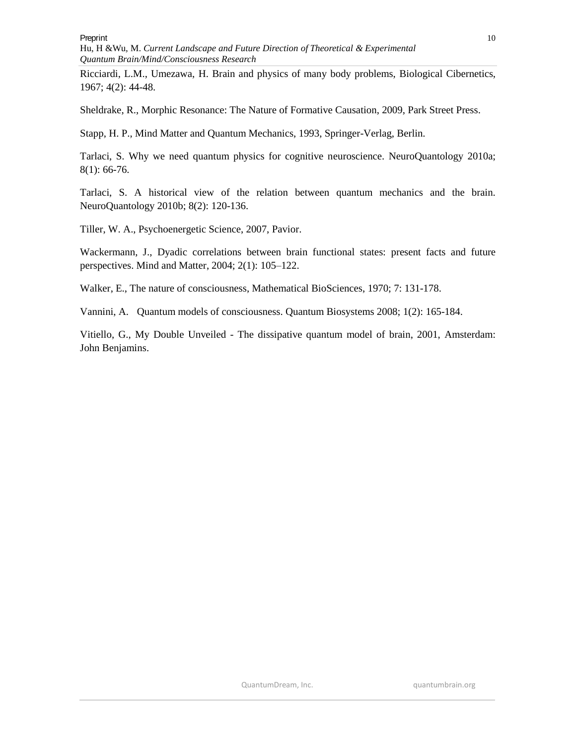Ricciardi, L.M., Umezawa, H. Brain and physics of many body problems, Biological Cibernetics, 1967; 4(2): 44-48.

Sheldrake, R., Morphic Resonance: The Nature of Formative Causation, 2009, Park Street Press.

Stapp, H. P., Mind Matter and Quantum Mechanics, 1993, Springer-Verlag, Berlin.

Tarlaci, S. Why we need quantum physics for cognitive neuroscience. NeuroQuantology 2010a; 8(1): 66-76.

Tarlaci, S. A historical view of the relation between quantum mechanics and the brain. NeuroQuantology 2010b; 8(2): 120-136.

Tiller, W. A., Psychoenergetic Science, 2007, Pavior.

Wackermann, J., Dyadic correlations between brain functional states: present facts and future perspectives. Mind and Matter, 2004; 2(1): 105–122.

Walker, E., The nature of consciousness, Mathematical BioSciences, 1970; 7: 131-178.

Vannini, A. Quantum models of consciousness. Quantum Biosystems 2008; 1(2): 165-184.

Vitiello, G., My Double Unveiled - The dissipative quantum model of brain, 2001, Amsterdam: John Benjamins.